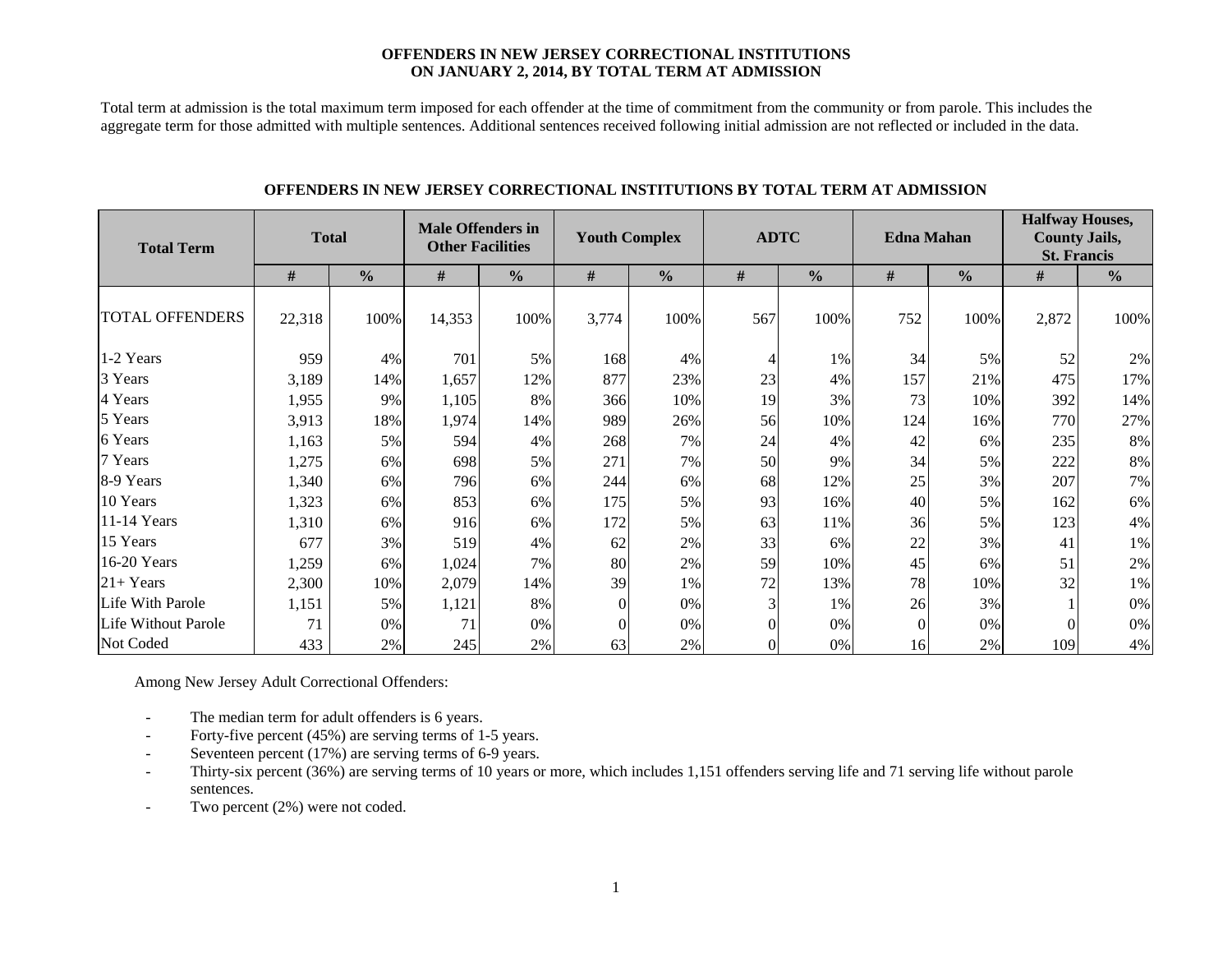**OFFENDERS IN NEW JERSEY CORRECTIONAL INSTITUTIONS**
**ON JANUARY 2, 2014, BY TOTAL TERM AT ADMISSION**

Total term at admission is the total maximum term imposed for each offender at the time of commitment from the community or from parole. This includes the aggregate term for those admitted with multiple sentences. Additional sentences received following initial admission are not reflected or included in the data.

**OFFENDERS IN NEW JERSEY CORRECTIONAL INSTITUTIONS BY TOTAL TERM AT ADMISSION**

| Total Term | Total | | Male Offenders in Other Facilities | | Youth Complex | | ADTC | | Edna Mahan | | Halfway Houses, County Jails, St. Francis | |
|---|---|---|---|---|---|---|---|---|---|---|---|---|
| | # | % | # | % | # | % | # | % | # | % | # | % |
| TOTAL OFFENDERS | 22,318 | 100% | 14,353 | 100% | 3,774 | 100% | 567 | 100% | 752 | 100% | 2,872 | 100% |
| 1-2 Years | 959 | 4% | 701 | 5% | 168 | 4% | 4 | 1% | 34 | 5% | 52 | 2% |
| 3 Years | 3,189 | 14% | 1,657 | 12% | 877 | 23% | 23 | 4% | 157 | 21% | 475 | 17% |
| 4 Years | 1,955 | 9% | 1,105 | 8% | 366 | 10% | 19 | 3% | 73 | 10% | 392 | 14% |
| 5 Years | 3,913 | 18% | 1,974 | 14% | 989 | 26% | 56 | 10% | 124 | 16% | 770 | 27% |
| 6 Years | 1,163 | 5% | 594 | 4% | 268 | 7% | 24 | 4% | 42 | 6% | 235 | 8% |
| 7 Years | 1,275 | 6% | 698 | 5% | 271 | 7% | 50 | 9% | 34 | 5% | 222 | 8% |
| 8-9 Years | 1,340 | 6% | 796 | 6% | 244 | 6% | 68 | 12% | 25 | 3% | 207 | 7% |
| 10 Years | 1,323 | 6% | 853 | 6% | 175 | 5% | 93 | 16% | 40 | 5% | 162 | 6% |
| 11-14 Years | 1,310 | 6% | 916 | 6% | 172 | 5% | 63 | 11% | 36 | 5% | 123 | 4% |
| 15 Years | 677 | 3% | 519 | 4% | 62 | 2% | 33 | 6% | 22 | 3% | 41 | 1% |
| 16-20 Years | 1,259 | 6% | 1,024 | 7% | 80 | 2% | 59 | 10% | 45 | 6% | 51 | 2% |
| 21+ Years | 2,300 | 10% | 2,079 | 14% | 39 | 1% | 72 | 13% | 78 | 10% | 32 | 1% |
| Life With Parole | 1,151 | 5% | 1,121 | 8% | 0 | 0% | 3 | 1% | 26 | 3% | 1 | 0% |
| Life Without Parole | 71 | 0% | 71 | 0% | 0 | 0% | 0 | 0% | 0 | 0% | 0 | 0% |
| Not Coded | 433 | 2% | 245 | 2% | 63 | 2% | 0 | 0% | 16 | 2% | 109 | 4% |

Among New Jersey Adult Correctional Offenders:

- The median term for adult offenders is 6 years.
- Forty-five percent (45%) are serving terms of 1-5 years.
- Seventeen percent (17%) are serving terms of 6-9 years.
- Thirty-six percent (36%) are serving terms of 10 years or more, which includes 1,151 offenders serving life and 71 serving life without parole sentences.
- Two percent (2%) were not coded.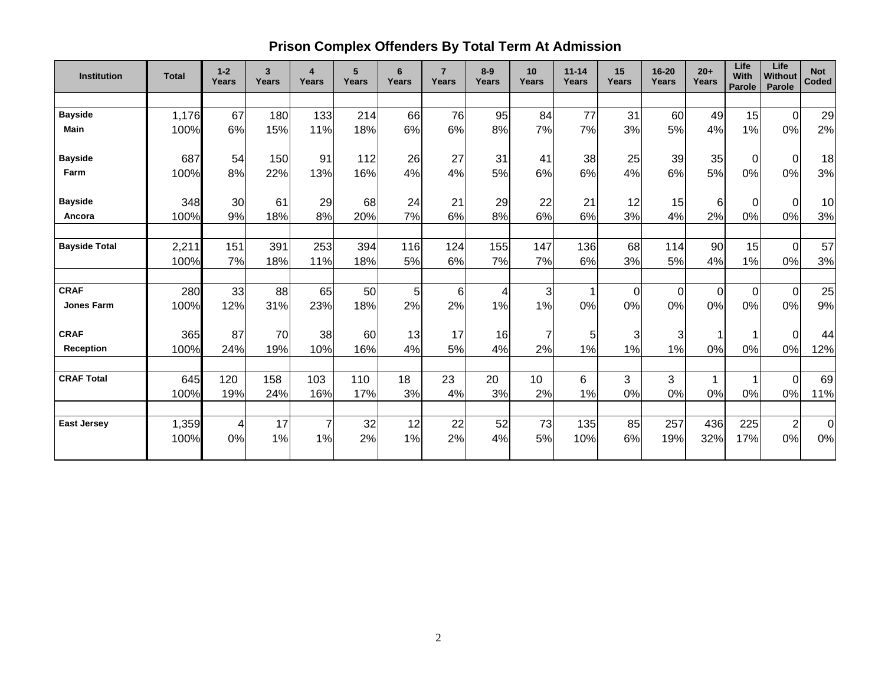## Prison Complex Offenders By Total Term At Admission

| Institution | Total | 1-2 Years | 3 Years | 4 Years | 5 Years | 6 Years | 7 Years | 8-9 Years | 10 Years | 11-14 Years | 15 Years | 16-20 Years | 20+ Years | Life With Parole | Life Without Parole | Not Coded |
|---|---|---|---|---|---|---|---|---|---|---|---|---|---|---|---|---|
| **Bayside Main** | 1,176 | 67 | 180 | 133 | 214 | 66 | 76 | 95 | 84 | 77 | 31 | 60 | 49 | 15 | 0 | 29 |
| | 100% | 6% | 15% | 11% | 18% | 6% | 6% | 8% | 7% | 7% | 3% | 5% | 4% | 1% | 0% | 2% |
| **Bayside Farm** | 687 | 54 | 150 | 91 | 112 | 26 | 27 | 31 | 41 | 38 | 25 | 39 | 35 | 0 | 0 | 18 |
| | 100% | 8% | 22% | 13% | 16% | 4% | 4% | 5% | 6% | 6% | 4% | 6% | 5% | 0% | 0% | 3% |
| **Bayside Ancora** | 348 | 30 | 61 | 29 | 68 | 24 | 21 | 29 | 22 | 21 | 12 | 15 | 6 | 0 | 0 | 10 |
| | 100% | 9% | 18% | 8% | 20% | 7% | 6% | 8% | 6% | 6% | 3% | 4% | 2% | 0% | 0% | 3% |
| **Bayside Total** | 2,211 | 151 | 391 | 253 | 394 | 116 | 124 | 155 | 147 | 136 | 68 | 114 | 90 | 15 | 0 | 57 |
| | 100% | 7% | 18% | 11% | 18% | 5% | 6% | 7% | 7% | 6% | 3% | 5% | 4% | 1% | 0% | 3% |
| **CRAF Jones Farm** | 280 | 33 | 88 | 65 | 50 | 5 | 6 | 4 | 3 | 1 | 0 | 0 | 0 | 0 | 0 | 25 |
| | 100% | 12% | 31% | 23% | 18% | 2% | 2% | 1% | 1% | 0% | 0% | 0% | 0% | 0% | 0% | 9% |
| **CRAF Reception** | 365 | 87 | 70 | 38 | 60 | 13 | 17 | 16 | 7 | 5 | 3 | 3 | 1 | 1 | 0 | 44 |
| | 100% | 24% | 19% | 10% | 16% | 4% | 5% | 4% | 2% | 1% | 1% | 1% | 0% | 0% | 0% | 12% |
| **CRAF Total** | 645 | 120 | 158 | 103 | 110 | 18 | 23 | 20 | 10 | 6 | 3 | 3 | 1 | 1 | 0 | 69 |
| | 100% | 19% | 24% | 16% | 17% | 3% | 4% | 3% | 2% | 1% | 0% | 0% | 0% | 0% | 0% | 11% |
| **East Jersey** | 1,359 | 4 | 17 | 7 | 32 | 12 | 22 | 52 | 73 | 135 | 85 | 257 | 436 | 225 | 2 | 0 |
| | 100% | 0% | 1% | 1% | 2% | 1% | 2% | 4% | 5% | 10% | 6% | 19% | 32% | 17% | 0% | 0% |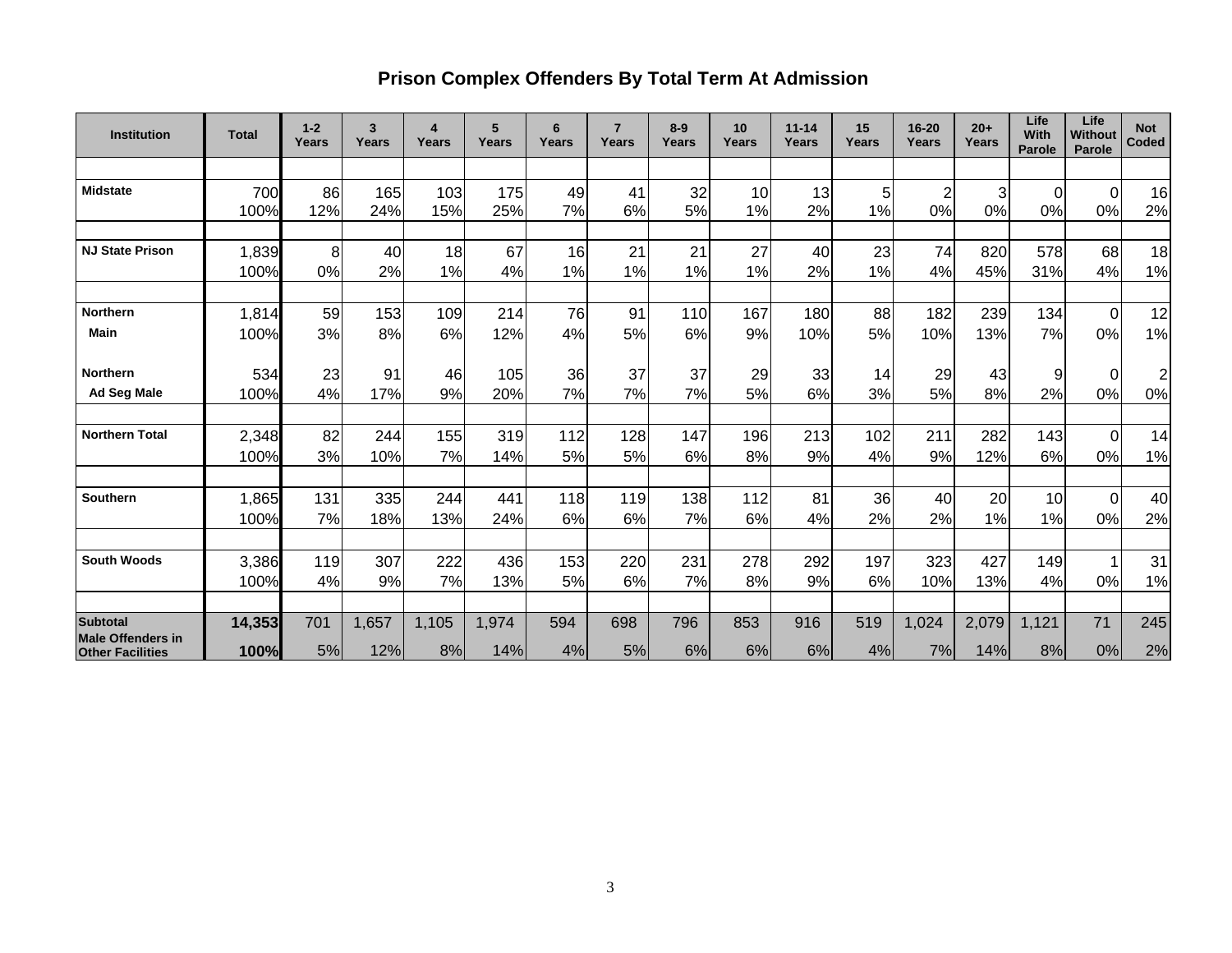# Prison Complex Offenders By Total Term At Admission

| Institution | Total | 1-2 Years | 3 Years | 4 Years | 5 Years | 6 Years | 7 Years | 8-9 Years | 10 Years | 11-14 Years | 15 Years | 16-20 Years | 20+ Years | Life With Parole | Life Without Parole | Not Coded |
|---|---|---|---|---|---|---|---|---|---|---|---|---|---|---|---|---|
| **Midstate** | 700 | 86 | 165 | 103 | 175 | 49 | 41 | 32 | 10 | 13 | 5 | 2 | 3 | 0 | 0 | 16 |
| | 100% | 12% | 24% | 15% | 25% | 7% | 6% | 5% | 1% | 2% | 1% | 0% | 0% | 0% | 0% | 2% |
| **NJ State Prison** | 1,839 | 8 | 40 | 18 | 67 | 16 | 21 | 21 | 27 | 40 | 23 | 74 | 820 | 578 | 68 | 18 |
| | 100% | 0% | 2% | 1% | 4% | 1% | 1% | 1% | 1% | 2% | 1% | 4% | 45% | 31% | 4% | 1% |
| **Northern** | 1,814 | 59 | 153 | 109 | 214 | 76 | 91 | 110 | 167 | 180 | 88 | 182 | 239 | 134 | 0 | 12 |
| **Main** | 100% | 3% | 8% | 6% | 12% | 4% | 5% | 6% | 9% | 10% | 5% | 10% | 13% | 7% | 0% | 1% |
| **Northern** | 534 | 23 | 91 | 46 | 105 | 36 | 37 | 37 | 29 | 33 | 14 | 29 | 43 | 9 | 0 | 2 |
| **Ad Seg Male** | 100% | 4% | 17% | 9% | 20% | 7% | 7% | 7% | 5% | 6% | 3% | 5% | 8% | 2% | 0% | 0% |
| **Northern Total** | 2,348 | 82 | 244 | 155 | 319 | 112 | 128 | 147 | 196 | 213 | 102 | 211 | 282 | 143 | 0 | 14 |
| | 100% | 3% | 10% | 7% | 14% | 5% | 5% | 6% | 8% | 9% | 4% | 9% | 12% | 6% | 0% | 1% |
| **Southern** | 1,865 | 131 | 335 | 244 | 441 | 118 | 119 | 138 | 112 | 81 | 36 | 40 | 20 | 10 | 0 | 40 |
| | 100% | 7% | 18% | 13% | 24% | 6% | 6% | 7% | 6% | 4% | 2% | 2% | 1% | 1% | 0% | 2% |
| **South Woods** | 3,386 | 119 | 307 | 222 | 436 | 153 | 220 | 231 | 278 | 292 | 197 | 323 | 427 | 149 | 1 | 31 |
| | 100% | 4% | 9% | 7% | 13% | 5% | 6% | 7% | 8% | 9% | 6% | 10% | 13% | 4% | 0% | 1% |
| **Subtotal** | **14,353** | 701 | 1,657 | 1,105 | 1,974 | 594 | 698 | 796 | 853 | 916 | 519 | 1,024 | 2,079 | 1,121 | 71 | 245 |
| **Male Offenders in Other Facilities** | **100%** | 5% | 12% | 8% | 14% | 4% | 5% | 6% | 6% | 6% | 4% | 7% | 14% | 8% | 0% | 2% |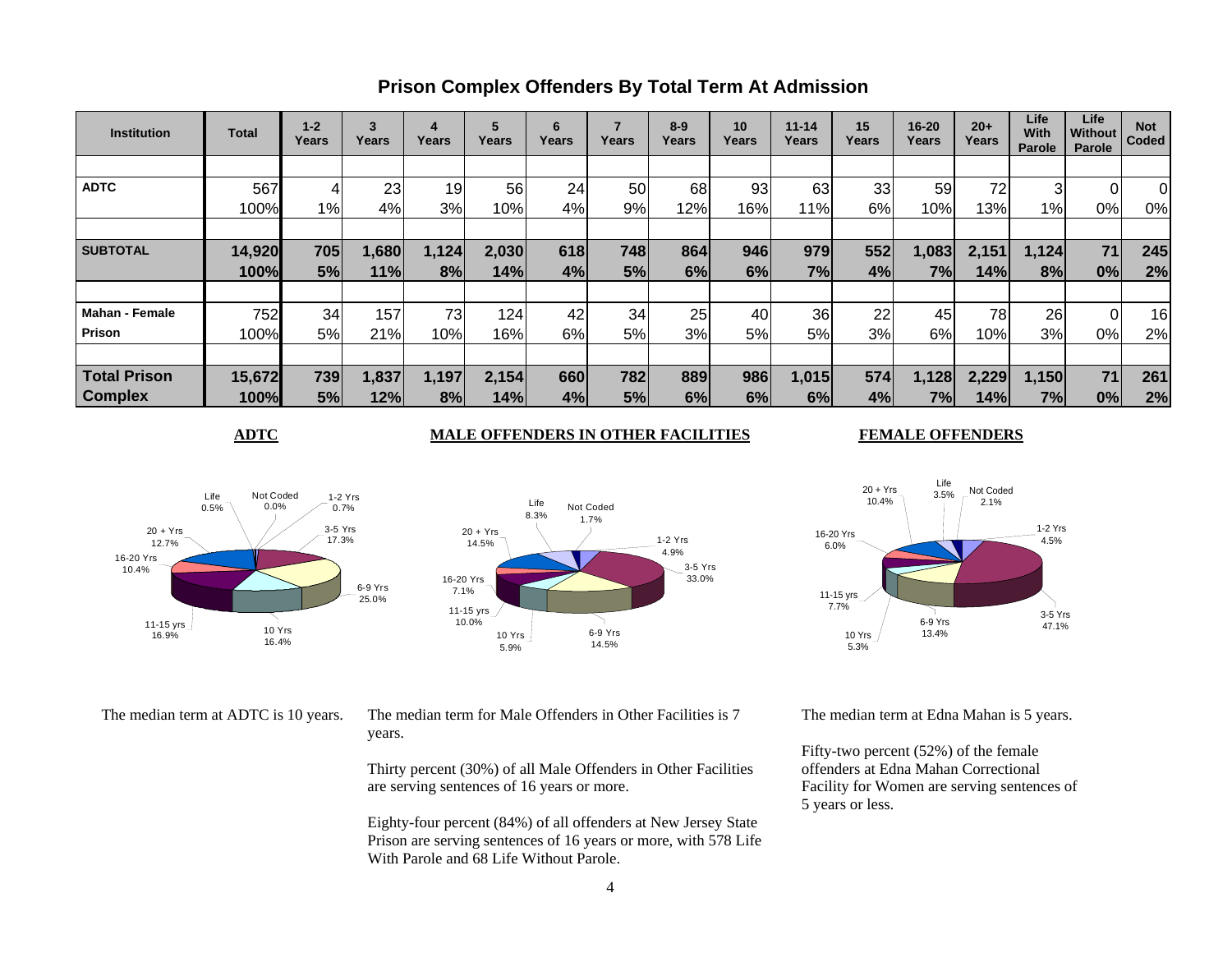# Prison Complex Offenders By Total Term At Admission

| Institution | Total | 1-2 Years | 3 Years | 4 Years | 5 Years | 6 Years | 7 Years | 8-9 Years | 10 Years | 11-14 Years | 15 Years | 16-20 Years | 20+ Years | Life With Parole | Life Without Parole | Not Coded |
|---|---|---|---|---|---|---|---|---|---|---|---|---|---|---|---|---|
| **ADTC** | 567 | 4 | 23 | 19 | 56 | 24 | 50 | 68 | 93 | 63 | 33 | 59 | 72 | 3 | 0 | 0 |
| | 100% | 1% | 4% | 3% | 10% | 4% | 9% | 12% | 16% | 11% | 6% | 10% | 13% | 1% | 0% | 0% |
| **SUBTOTAL** | **14,920** | **705** | **1,680** | **1,124** | **2,030** | **618** | **748** | **864** | **946** | **979** | **552** | **1,083** | **2,151** | **1,124** | **71** | **245** |
| | **100%** | **5%** | **11%** | **8%** | **14%** | **4%** | **5%** | **6%** | **6%** | **7%** | **4%** | **7%** | **14%** | **8%** | **0%** | **2%** |
| **Mahan - Female Prison** | 752 | 34 | 157 | 73 | 124 | 42 | 34 | 25 | 40 | 36 | 22 | 45 | 78 | 26 | 0 | 16 |
| | 100% | 5% | 21% | 10% | 16% | 6% | 5% | 3% | 5% | 5% | 3% | 6% | 10% | 3% | 0% | 2% |
| **Total Prison Complex** | **15,672** | **739** | **1,837** | **1,197** | **2,154** | **660** | **782** | **889** | **986** | **1,015** | **574** | **1,128** | **2,229** | **1,150** | **71** | **261** |
| | **100%** | **5%** | **12%** | **8%** | **14%** | **4%** | **5%** | **6%** | **6%** | **6%** | **4%** | **7%** | **14%** | **7%** | **0%** | **2%** |

**ADTC**

| Category | Percent |
|---|---|
| 1-2 Yrs | 0.7% |
| 3-5 Yrs | 17.3% |
| 6-9 Yrs | 25.0% |
| 10 Yrs | 16.4% |
| 11-15 yrs | 16.9% |
| 16-20 Yrs | 10.4% |
| 20 + Yrs | 12.7% |
| Life | 0.5% |
| Not Coded | 0.0% |

The median term at ADTC is 10 years.

**MALE OFFENDERS IN OTHER FACILITIES**

| Category | Percent |
|---|---|
| 1-2 Yrs | 4.9% |
| 3-5 Yrs | 33.0% |
| 6-9 Yrs | 14.5% |
| 10 Yrs | 5.9% |
| 11-15 yrs | 10.0% |
| 16-20 Yrs | 7.1% |
| 20 + Yrs | 14.5% |
| Life | 8.3% |
| Not Coded | 1.7% |

The median term for Male Offenders in Other Facilities is 7 years.

Thirty percent (30%) of all Male Offenders in Other Facilities are serving sentences of 16 years or more.

Eighty-four percent (84%) of all offenders at New Jersey State Prison are serving sentences of 16 years or more, with 578 Life With Parole and 68 Life Without Parole.

**FEMALE OFFENDERS**

| Category | Percent |
|---|---|
| 1-2 Yrs | 4.5% |
| 3-5 Yrs | 47.1% |
| 6-9 Yrs | 13.4% |
| 10 Yrs | 5.3% |
| 11-15 yrs | 7.7% |
| 16-20 Yrs | 6.0% |
| 20 + Yrs | 10.4% |
| Life | 3.5% |
| Not Coded | 2.1% |

The median term at Edna Mahan is 5 years.

Fifty-two percent (52%) of the female offenders at Edna Mahan Correctional Facility for Women are serving sentences of 5 years or less.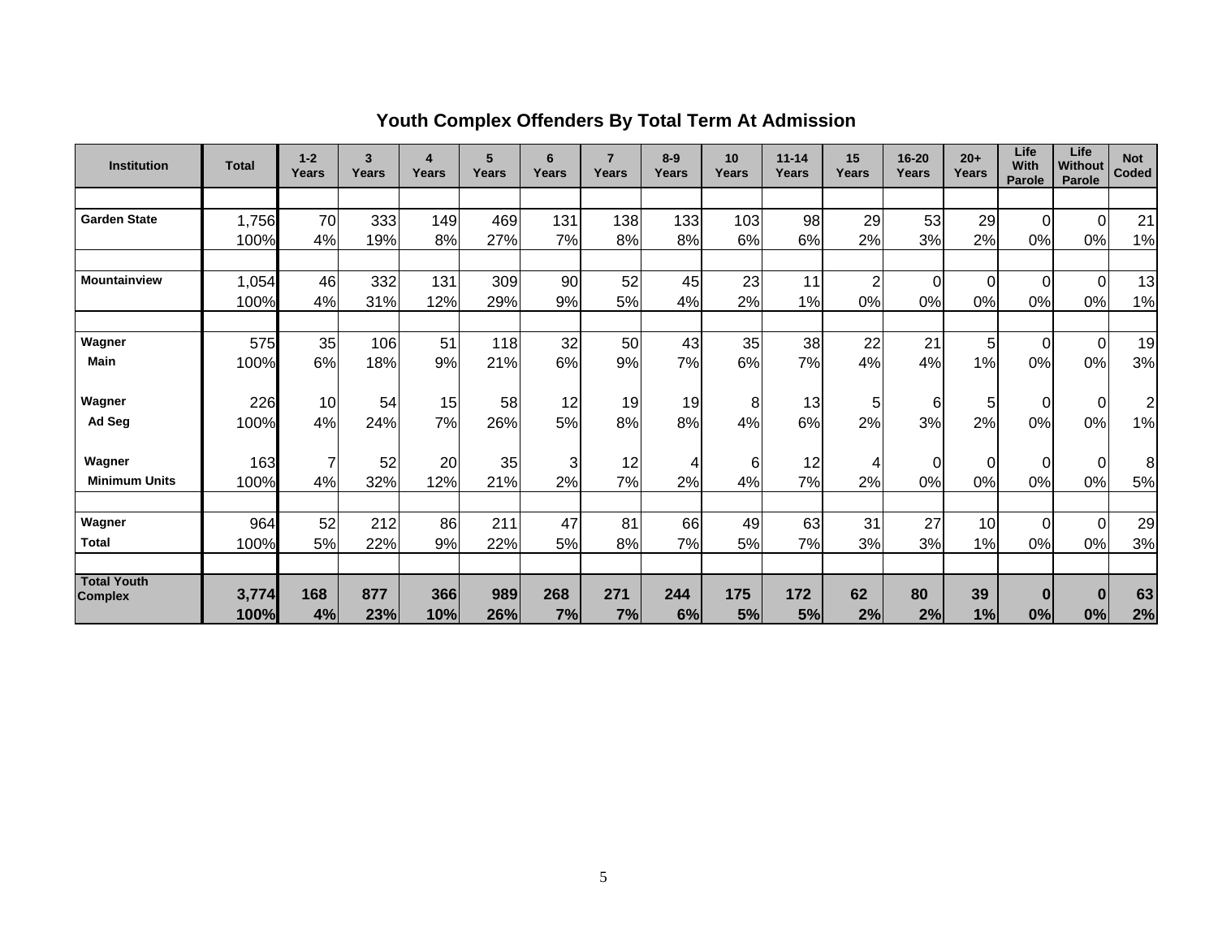# Youth Complex Offenders By Total Term At Admission

| Institution | Total | 1-2 Years | 3 Years | 4 Years | 5 Years | 6 Years | 7 Years | 8-9 Years | 10 Years | 11-14 Years | 15 Years | 16-20 Years | 20+ Years | Life With Parole | Life Without Parole | Not Coded |
|---|---|---|---|---|---|---|---|---|---|---|---|---|---|---|---|---|
| Garden State | 1,756 | 70 | 333 | 149 | 469 | 131 | 138 | 133 | 103 | 98 | 29 | 53 | 29 | 0 | 0 | 21 |
| | 100% | 4% | 19% | 8% | 27% | 7% | 8% | 8% | 6% | 6% | 2% | 3% | 2% | 0% | 0% | 1% |
| Mountainview | 1,054 | 46 | 332 | 131 | 309 | 90 | 52 | 45 | 23 | 11 | 2 | 0 | 0 | 0 | 0 | 13 |
| | 100% | 4% | 31% | 12% | 29% | 9% | 5% | 4% | 2% | 1% | 0% | 0% | 0% | 0% | 0% | 1% |
| Wagner Main | 575 | 35 | 106 | 51 | 118 | 32 | 50 | 43 | 35 | 38 | 22 | 21 | 5 | 0 | 0 | 19 |
| | 100% | 6% | 18% | 9% | 21% | 6% | 9% | 7% | 6% | 7% | 4% | 4% | 1% | 0% | 0% | 3% |
| Wagner Ad Seg | 226 | 10 | 54 | 15 | 58 | 12 | 19 | 19 | 8 | 13 | 5 | 6 | 5 | 0 | 0 | 2 |
| | 100% | 4% | 24% | 7% | 26% | 5% | 8% | 8% | 4% | 6% | 2% | 3% | 2% | 0% | 0% | 1% |
| Wagner Minimum Units | 163 | 7 | 52 | 20 | 35 | 3 | 12 | 4 | 6 | 12 | 4 | 0 | 0 | 0 | 0 | 8 |
| | 100% | 4% | 32% | 12% | 21% | 2% | 7% | 2% | 4% | 7% | 2% | 0% | 0% | 0% | 0% | 5% |
| Wagner Total | 964 | 52 | 212 | 86 | 211 | 47 | 81 | 66 | 49 | 63 | 31 | 27 | 10 | 0 | 0 | 29 |
| | 100% | 5% | 22% | 9% | 22% | 5% | 8% | 7% | 5% | 7% | 3% | 3% | 1% | 0% | 0% | 3% |
| **Total Youth Complex** | **3,774** | **168** | **877** | **366** | **989** | **268** | **271** | **244** | **175** | **172** | **62** | **80** | **39** | **0** | **0** | **63** |
| | **100%** | **4%** | **23%** | **10%** | **26%** | **7%** | **7%** | **6%** | **5%** | **5%** | **2%** | **2%** | **1%** | **0%** | **0%** | **2%** |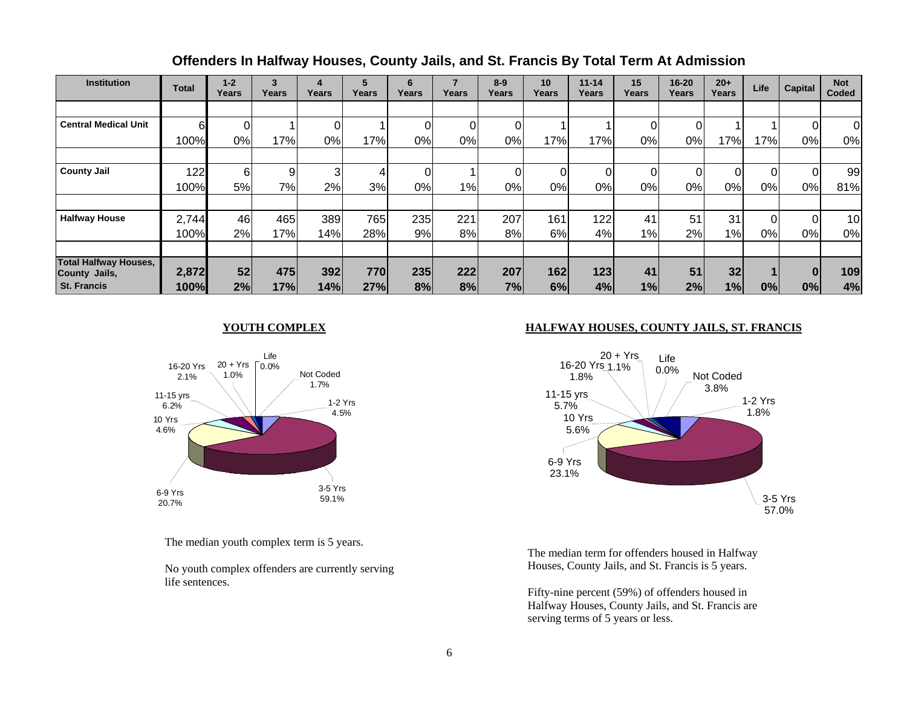# Offenders In Halfway Houses, County Jails, and St. Francis By Total Term At Admission

| Institution | Total | 1-2 Years | 3 Years | 4 Years | 5 Years | 6 Years | 7 Years | 8-9 Years | 10 Years | 11-14 Years | 15 Years | 16-20 Years | 20+ Years | Life | Capital | Not Coded |
|---|---|---|---|---|---|---|---|---|---|---|---|---|---|---|---|---|
| Central Medical Unit | 6 | 0 | 1 | 0 | 1 | 0 | 0 | 0 | 1 | 1 | 0 | 0 | 1 | 1 | 0 | 0 |
| | 100% | 0% | 17% | 0% | 17% | 0% | 0% | 0% | 17% | 17% | 0% | 0% | 17% | 17% | 0% | 0% |
| County Jail | 122 | 6 | 9 | 3 | 4 | 0 | 1 | 0 | 0 | 0 | 0 | 0 | 0 | 0 | 0 | 99 |
| | 100% | 5% | 7% | 2% | 3% | 0% | 1% | 0% | 0% | 0% | 0% | 0% | 0% | 0% | 0% | 81% |
| Halfway House | 2,744 | 46 | 465 | 389 | 765 | 235 | 221 | 207 | 161 | 122 | 41 | 51 | 31 | 0 | 0 | 10 |
| | 100% | 2% | 17% | 14% | 28% | 9% | 8% | 8% | 6% | 4% | 1% | 2% | 1% | 0% | 0% | 0% |
| **Total Halfway Houses, County Jails, St. Francis** | **2,872** | **52** | **475** | **392** | **770** | **235** | **222** | **207** | **162** | **123** | **41** | **51** | **32** | **1** | **0** | **109** |
| | **100%** | **2%** | **17%** | **14%** | **27%** | **8%** | **8%** | **7%** | **6%** | **4%** | **1%** | **2%** | **1%** | **0%** | **0%** | **4%** |

## YOUTH COMPLEX

Life 0.0%
Not Coded 1.7%
1-2 Yrs 4.5%
3-5 Yrs 59.1%
6-9 Yrs 20.7%
10 Yrs 4.6%
11-15 yrs 6.2%
16-20 Yrs 2.1%
20 + Yrs 1.0%

The median youth complex term is 5 years.

No youth complex offenders are currently serving life sentences.

## HALFWAY HOUSES, COUNTY JAILS, ST. FRANCIS

20 + Yrs 1.1%
Life 0.0%
Not Coded 3.8%
1-2 Yrs 1.8%
3-5 Yrs 57.0%
6-9 Yrs 23.1%
10 Yrs 5.6%
11-15 yrs 5.7%
16-20 Yrs 1.8%

The median term for offenders housed in Halfway Houses, County Jails, and St. Francis is 5 years.

Fifty-nine percent (59%) of offenders housed in Halfway Houses, County Jails, and St. Francis are serving terms of 5 years or less.